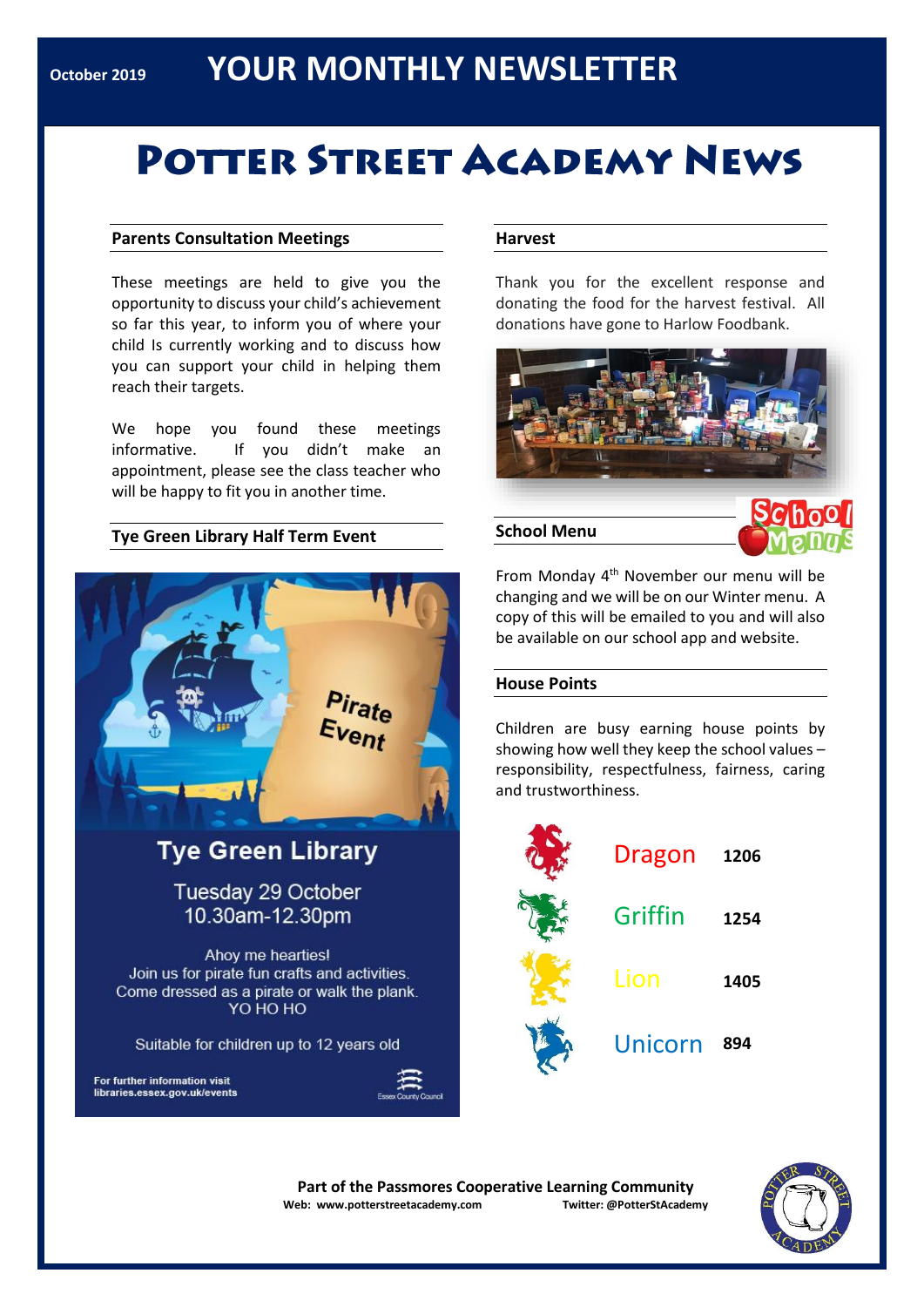October 2019 **YOUR MONTHLY NEWSLETTER**

# Potter Street Academy News

## Parents Consultation Meetings

These meetings are held to give you the opportunity to discuss your child's achievement so far this year, to inform you of where your child Is currently working and to discuss how you can support your child in helping them reach their targets.

We hope you found these meetings informative. If you didn't make an appointment, please see the class teacher who will be happy to fit you in another time.

## Tye Green Library Half Term Event

Pirate Event

Tye Green Library

Tuesday 29 October
10.30am-12.30pm

Ahoy me hearties!
Join us for pirate fun crafts and activities.
Come dressed as a pirate or walk the plank.
YO HO HO

Suitable for children up to 12 years old

For further information visit libraries.essex.gov.uk/events

Essex County Council

## Harvest

Thank you for the excellent response and donating the food for the harvest festival. All donations have gone to Harlow Foodbank.

## School Menu

From Monday 4th November our menu will be changing and we will be on our Winter menu. A copy of this will be emailed to you and will also be available on our school app and website.

## House Points

Children are busy earning house points by showing how well they keep the school values – responsibility, respectfulness, fairness, caring and trustworthiness.

| House | Points |
|---|---|
| Dragon | 1206 |
| Griffin | 1254 |
| Lion | 1405 |
| Unicorn | 894 |

**Part of the Passmores Cooperative Learning Community**
**Web: www.potterstreetacademy.com** **Twitter: @PotterStAcademy**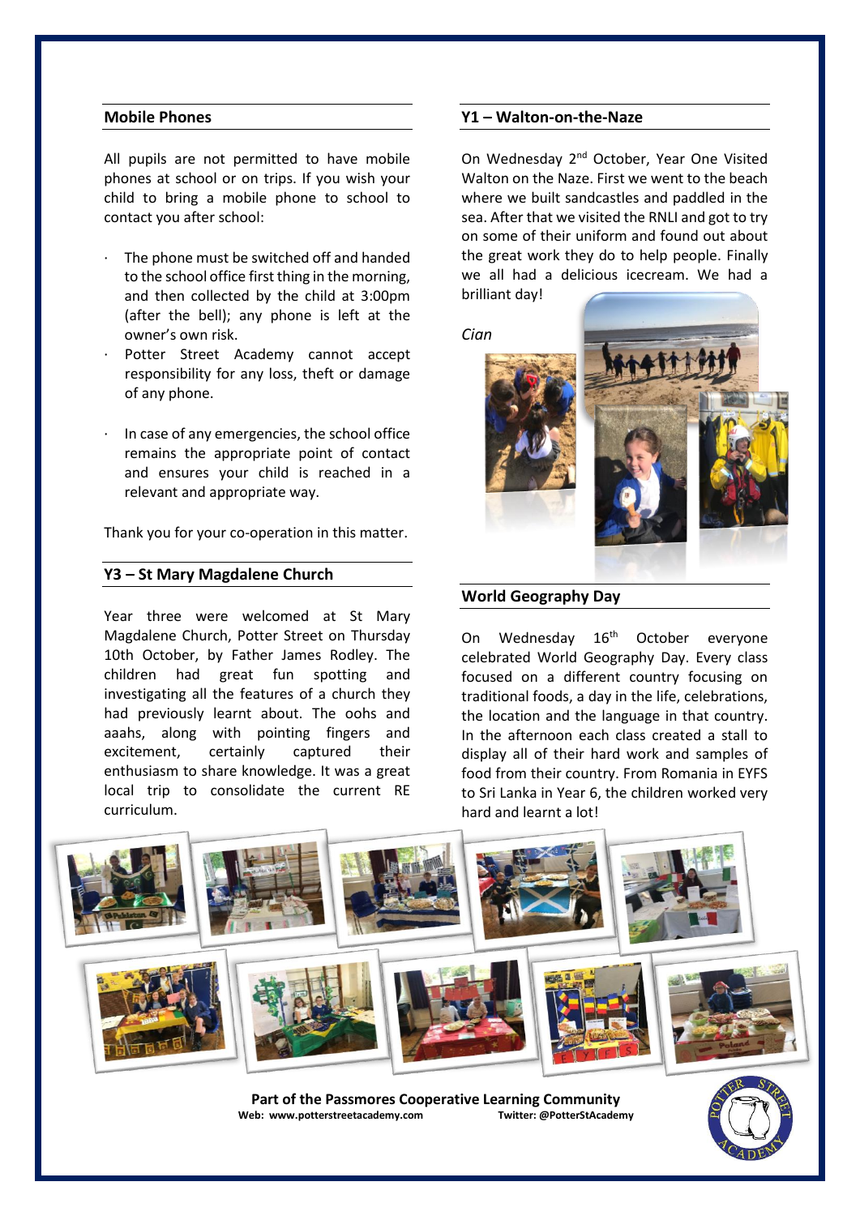## Mobile Phones

All pupils are not permitted to have mobile phones at school or on trips. If you wish your child to bring a mobile phone to school to contact you after school:

- The phone must be switched off and handed to the school office first thing in the morning, and then collected by the child at 3:00pm (after the bell); any phone is left at the owner's own risk.
- Potter Street Academy cannot accept responsibility for any loss, theft or damage of any phone.
- In case of any emergencies, the school office remains the appropriate point of contact and ensures your child is reached in a relevant and appropriate way.

Thank you for your co-operation in this matter.

## Y3 – St Mary Magdalene Church

Year three were welcomed at St Mary Magdalene Church, Potter Street on Thursday 10th October, by Father James Rodley. The children had great fun spotting and investigating all the features of a church they had previously learnt about. The oohs and aaahs, along with pointing fingers and excitement, certainly captured their enthusiasm to share knowledge. It was a great local trip to consolidate the current RE curriculum.

## Y1 – Walton-on-the-Naze

On Wednesday 2nd October, Year One Visited Walton on the Naze. First we went to the beach where we built sandcastles and paddled in the sea. After that we visited the RNLI and got to try on some of their uniform and found out about the great work they do to help people. Finally we all had a delicious icecream. We had a brilliant day!

*Cian*

## World Geography Day

On Wednesday 16th October everyone celebrated World Geography Day. Every class focused on a different country focusing on traditional foods, a day in the life, celebrations, the location and the language in that country. In the afternoon each class created a stall to display all of their hard work and samples of food from their country. From Romania in EYFS to Sri Lanka in Year 6, the children worked very hard and learnt a lot!

**Part of the Passmores Cooperative Learning Community**
**Web: www.potterstreetacademy.com** **Twitter: @PotterStAcademy**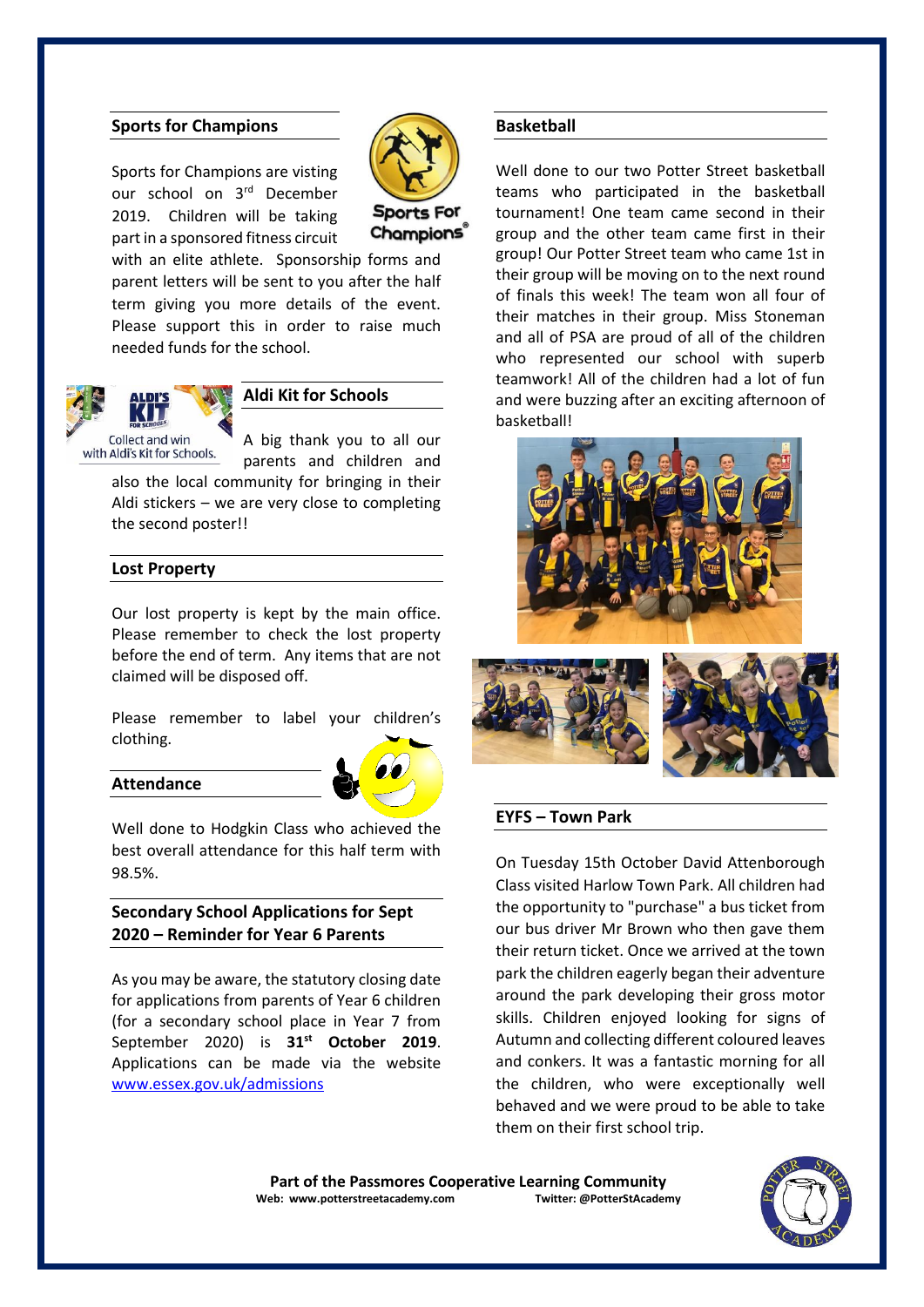## Sports for Champions

Sports for Champions are visting our school on 3rd December 2019. Children will be taking part in a sponsored fitness circuit with an elite athlete. Sponsorship forms and parent letters will be sent to you after the half term giving you more details of the event. Please support this in order to raise much needed funds for the school.

## Aldi Kit for Schools

A big thank you to all our parents and children and also the local community for bringing in their Aldi stickers – we are very close to completing the second poster!!

## Lost Property

Our lost property is kept by the main office. Please remember to check the lost property before the end of term. Any items that are not claimed will be disposed off.

Please remember to label your children's clothing.

## Attendance

Well done to Hodgkin Class who achieved the best overall attendance for this half term with 98.5%.

## Secondary School Applications for Sept 2020 – Reminder for Year 6 Parents

As you may be aware, the statutory closing date for applications from parents of Year 6 children (for a secondary school place in Year 7 from September 2020) is **31st October 2019**. Applications can be made via the website [www.essex.gov.uk/admissions](http://www.essex.gov.uk/admissions)

## Basketball

Well done to our two Potter Street basketball teams who participated in the basketball tournament! One team came second in their group and the other team came first in their group! Our Potter Street team who came 1st in their group will be moving on to the next round of finals this week! The team won all four of their matches in their group. Miss Stoneman and all of PSA are proud of all of the children who represented our school with superb teamwork! All of the children had a lot of fun and were buzzing after an exciting afternoon of basketball!

## EYFS – Town Park

On Tuesday 15th October David Attenborough Class visited Harlow Town Park. All children had the opportunity to "purchase" a bus ticket from our bus driver Mr Brown who then gave them their return ticket. Once we arrived at the town park the children eagerly began their adventure around the park developing their gross motor skills. Children enjoyed looking for signs of Autumn and collecting different coloured leaves and conkers. It was a fantastic morning for all the children, who were exceptionally well behaved and we were proud to be able to take them on their first school trip.

**Part of the Passmores Cooperative Learning Community**
**Web: www.potterstreetacademy.com** **Twitter: @PotterStAcademy**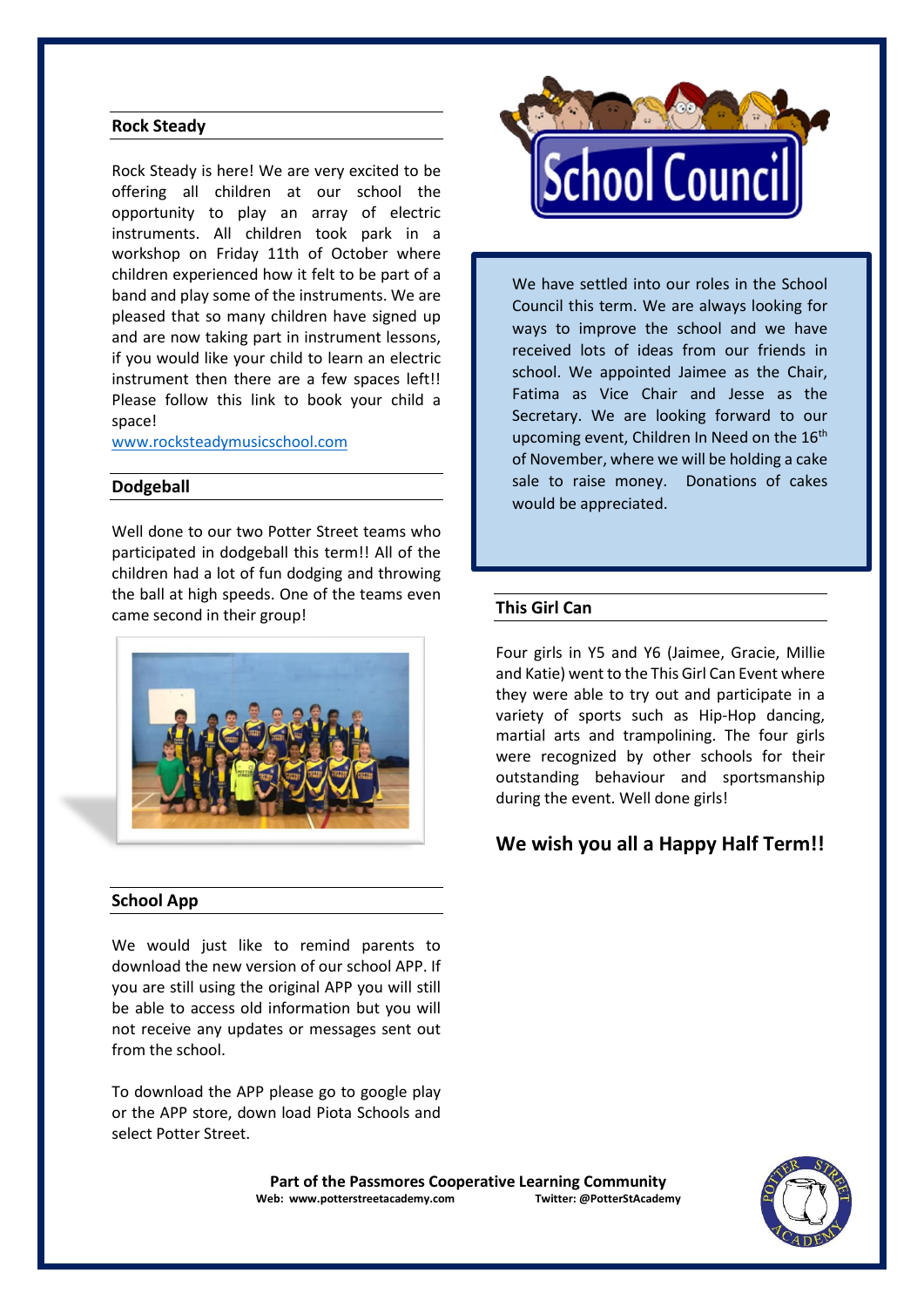## Rock Steady

Rock Steady is here! We are very excited to be offering all children at our school the opportunity to play an array of electric instruments. All children took park in a workshop on Friday 11th of October where children experienced how it felt to be part of a band and play some of the instruments. We are pleased that so many children have signed up and are now taking part in instrument lessons, if you would like your child to learn an electric instrument then there are a few spaces left!! Please follow this link to book your child a space!

www.rocksteadymusicschool.com

## Dodgeball

Well done to our two Potter Street teams who participated in dodgeball this term!! All of the children had a lot of fun dodging and throwing the ball at high speeds. One of the teams even came second in their group!

## School App

We would just like to remind parents to download the new version of our school APP. If you are still using the original APP you will still be able to access old information but you will not receive any updates or messages sent out from the school.

To download the APP please go to google play or the APP store, down load Piota Schools and select Potter Street.

## School Council

We have settled into our roles in the School Council this term. We are always looking for ways to improve the school and we have received lots of ideas from our friends in school. We appointed Jaimee as the Chair, Fatima as Vice Chair and Jesse as the Secretary. We are looking forward to our upcoming event, Children In Need on the 16th of November, where we will be holding a cake sale to raise money. Donations of cakes would be appreciated.

## This Girl Can

Four girls in Y5 and Y6 (Jaimee, Gracie, Millie and Katie) went to the This Girl Can Event where they were able to try out and participate in a variety of sports such as Hip-Hop dancing, martial arts and trampolining. The four girls were recognized by other schools for their outstanding behaviour and sportsmanship during the event. Well done girls!

## We wish you all a Happy Half Term!!

**Part of the Passmores Cooperative Learning Community**

**Web: www.potterstreetacademy.com** **Twitter: @PotterStAcademy**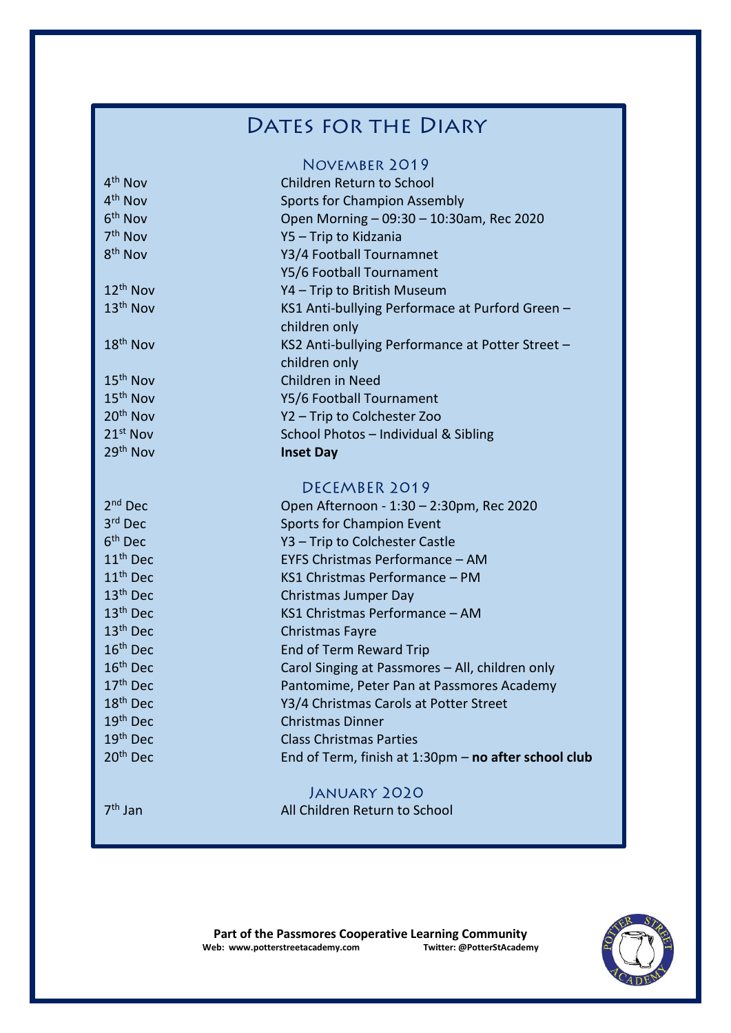# Dates for the Diary

## November 2019

| | |
|---|---|
| 4th Nov | Children Return to School |
| 4th Nov | Sports for Champion Assembly |
| 6th Nov | Open Morning – 09:30 – 10:30am, Rec 2020 |
| 7th Nov | Y5 – Trip to Kidzania |
| 8th Nov | Y3/4 Football Tournamnet |
| | Y5/6 Football Tournament |
| 12th Nov | Y4 – Trip to British Museum |
| 13th Nov | KS1 Anti-bullying Performace at Purford Green – children only |
| 18th Nov | KS2 Anti-bullying Performance at Potter Street – children only |
| 15th Nov | Children in Need |
| 15th Nov | Y5/6 Football Tournament |
| 20th Nov | Y2 – Trip to Colchester Zoo |
| 21st Nov | School Photos – Individual & Sibling |
| 29th Nov | **Inset Day** |

## December 2019

| | |
|---|---|
| 2nd Dec | Open Afternoon - 1:30 – 2:30pm, Rec 2020 |
| 3rd Dec | Sports for Champion Event |
| 6th Dec | Y3 – Trip to Colchester Castle |
| 11th Dec | EYFS Christmas Performance – AM |
| 11th Dec | KS1 Christmas Performance – PM |
| 13th Dec | Christmas Jumper Day |
| 13th Dec | KS1 Christmas Performance – AM |
| 13th Dec | Christmas Fayre |
| 16th Dec | End of Term Reward Trip |
| 16th Dec | Carol Singing at Passmores – All, children only |
| 17th Dec | Pantomime, Peter Pan at Passmores Academy |
| 18th Dec | Y3/4 Christmas Carols at Potter Street |
| 19th Dec | Christmas Dinner |
| 19th Dec | Class Christmas Parties |
| 20th Dec | End of Term, finish at 1:30pm – **no after school club** |

## January 2020

| | |
|---|---|
| 7th Jan | All Children Return to School |

**Part of the Passmores Cooperative Learning Community**
**Web: www.potterstreetacademy.com** **Twitter: @PotterStAcademy**